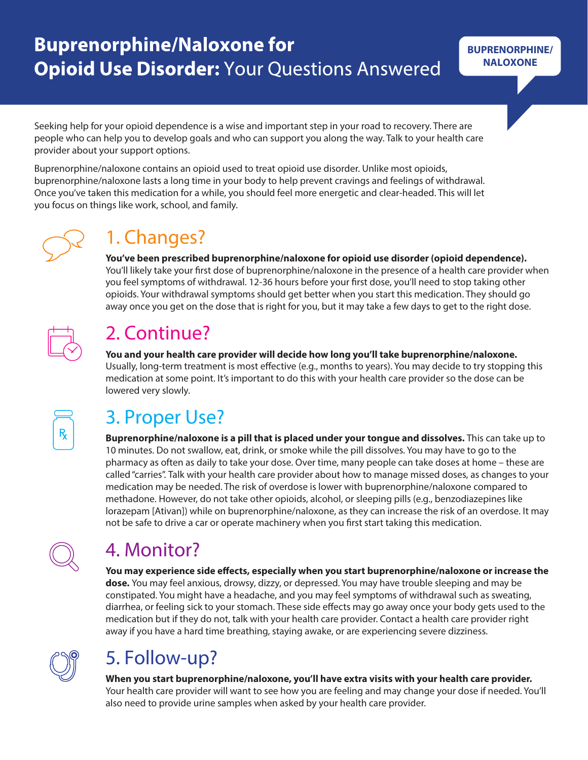# **Buprenorphine/Naloxone for Opioid Use Disorder:** Your Questions Answered

**BUPRENORPHINE/ NALOXONE**

Seeking help for your opioid dependence is a wise and important step in your road to recovery. There are people who can help you to develop goals and who can support you along the way. Talk to your health care provider about your support options.

Buprenorphine/naloxone contains an opioid used to treat opioid use disorder. Unlike most opioids, buprenorphine/naloxone lasts a long time in your body to help prevent cravings and feelings of withdrawal. Once you've taken this medication for a while, you should feel more energetic and clear-headed. This will let you focus on things like work, school, and family.

## 1. Changes?

**You've been prescribed buprenorphine/naloxone for opioid use disorder (opioid dependence).** You'll likely take your first dose of buprenorphine/naloxone in the presence of a health care provider when you feel symptoms of withdrawal. 12-36 hours before your first dose, you'll need to stop taking other opioids. Your withdrawal symptoms should get better when you start this medication. They should go away once you get on the dose that is right for you, but it may take a few days to get to the right dose.

## 2. Continue?

**You and your health care provider will decide how long you'll take buprenorphine/naloxone.** Usually, long-term treatment is most effective (e.g., months to years). You may decide to try stopping this medication at some point. It's important to do this with your health care provider so the dose can be lowered very slowly.

## 3. Proper Use?

**Buprenorphine/naloxone is a pill that is placed under your tongue and dissolves.** This can take up to 10 minutes. Do not swallow, eat, drink, or smoke while the pill dissolves. You may have to go to the pharmacy as often as daily to take your dose. Over time, many people can take doses at home – these are called "carries". Talk with your health care provider about how to manage missed doses, as changes to your medication may be needed. The risk of overdose is lower with buprenorphine/naloxone compared to methadone. However, do not take other opioids, alcohol, or sleeping pills (e.g., benzodiazepines like lorazepam [Ativan]) while on buprenorphine/naloxone, as they can increase the risk of an overdose. It may not be safe to drive a car or operate machinery when you first start taking this medication.

## 4. Monitor?

**You may experience side effects, especially when you start buprenorphine/naloxone or increase the dose.** You may feel anxious, drowsy, dizzy, or depressed. You may have trouble sleeping and may be constipated. You might have a headache, and you may feel symptoms of withdrawal such as sweating, diarrhea, or feeling sick to your stomach. These side effects may go away once your body gets used to the medication but if they do not, talk with your health care provider. Contact a health care provider right away if you have a hard time breathing, staying awake, or are experiencing severe dizziness.

## 5. Follow-up?

**When you start buprenorphine/naloxone, you'll have extra visits with your health care provider.** Your health care provider will want to see how you are feeling and may change your dose if needed. You'll also need to provide urine samples when asked by your health care provider.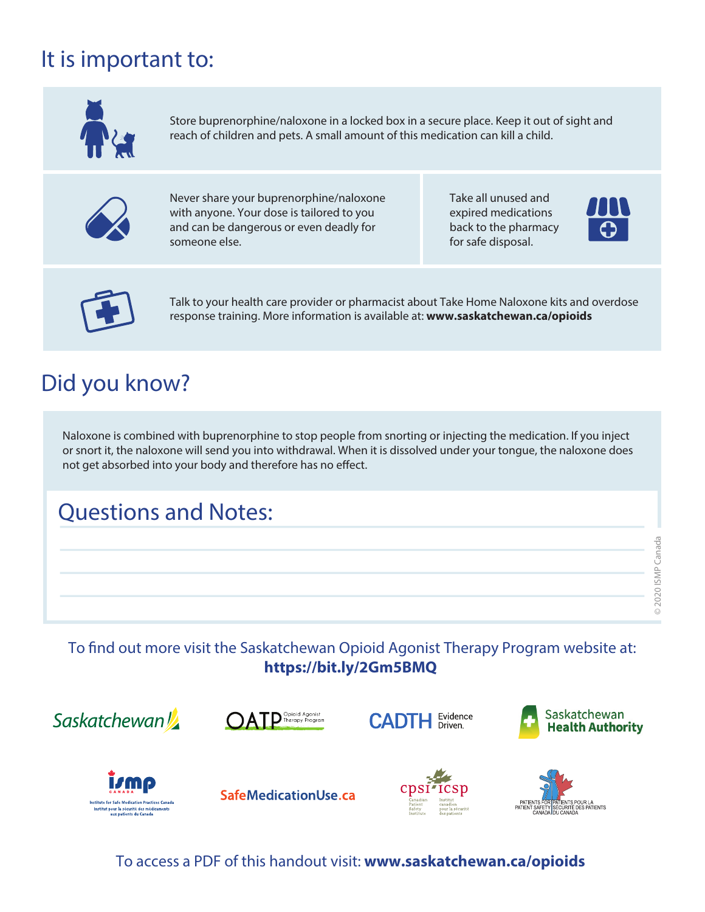## It is important to:

Store buprenorphine/naloxone in a locked box in a secure place. Keep it out of sight and reach of children and pets. A small amount of this medication can kill a child.

Never share your buprenorphine/naloxone with anyone. Your dose is tailored to you and can be dangerous or even deadly for someone else.

Take all unused and expired medications back to the pharmacy for safe disposal.

Talk to your health care provider or pharmacist about Take Home Naloxone kits and overdose response training. More information is available at: **www.saskatchewan.ca/opioids**

## Did you know?

Naloxone is combined with buprenorphine to stop people from snorting or injecting the medication. If you inject or snort it, the naloxone will send you into withdrawal. When it is dissolved under your tongue, the naloxone does not get absorbed into your body and therefore has no effect.

## Questions and Notes:

© 2020 ISMP Canada

To find out more visit the Saskatchewan Opioid Agonist Therapy Program website at:
**https://bit.ly/2Gm5BMQ**

Saskatchewan | OATP Opioid Agonist Therapy Program | CADTH Evidence Driven. | Saskatchewan Health Authority

ismp Canada – Institute for Safe Medication Practices Canada / Institut pour la sécurité des médicaments aux patients du Canada | SafeMedicationUse.ca | cpsi-icsp Canadian Patient Safety Institute / Institut canadien pour la sécurité des patients | Patients for Patient Safety Canada / Patients pour la sécurité des patients du Canada

To access a PDF of this handout visit: **www.saskatchewan.ca/opioids**